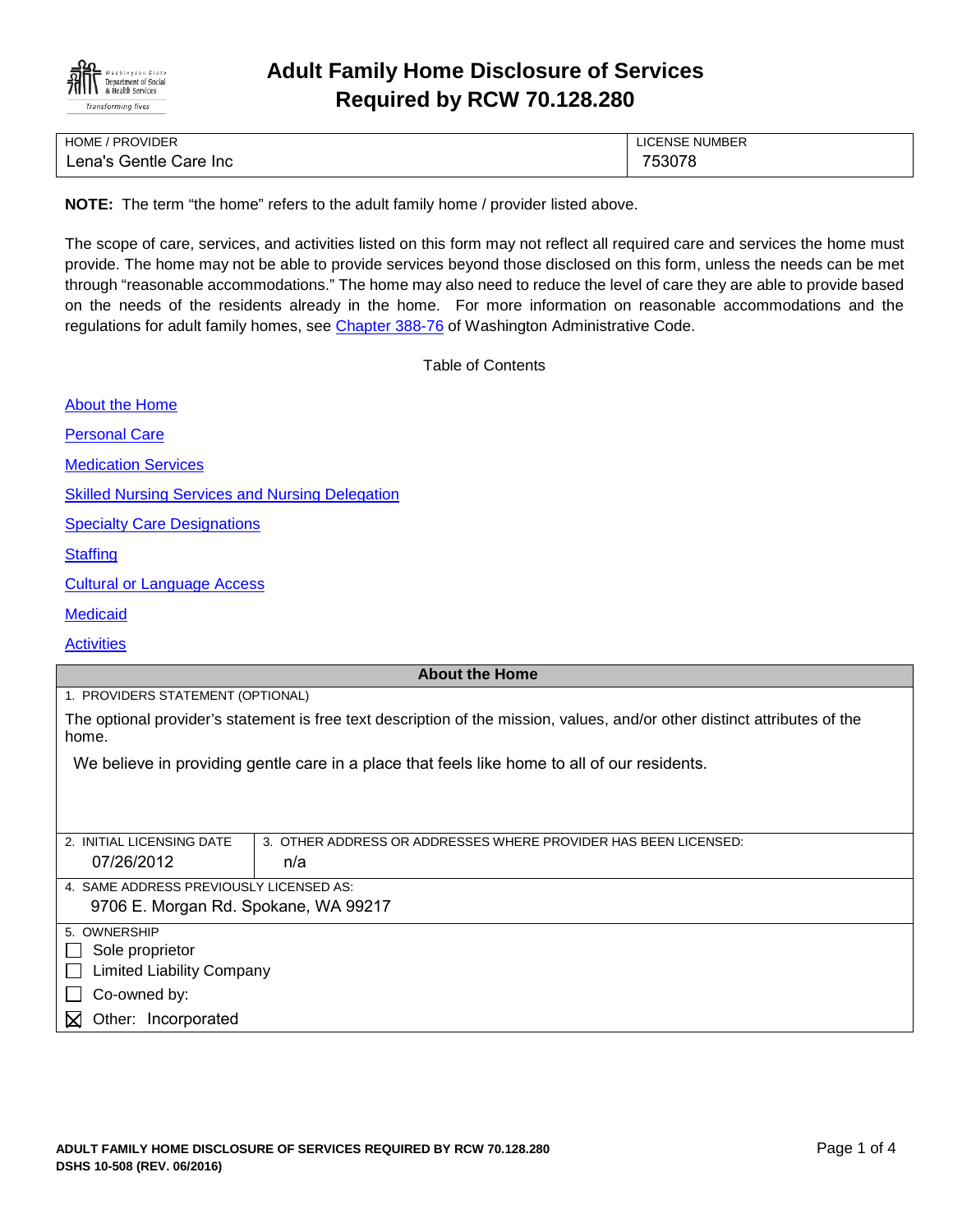# Adult Family Home Disclosure of Services Required by RCW 70.128.280

| HOME / PROVIDER | LICENSE NUMBER |
|---|---|
| Lena's Gentle Care Inc | 753078 |

**NOTE:** The term "the home" refers to the adult family home / provider listed above.

The scope of care, services, and activities listed on this form may not reflect all required care and services the home must provide. The home may not be able to provide services beyond those disclosed on this form, unless the needs can be met through "reasonable accommodations." The home may also need to reduce the level of care they are able to provide based on the needs of the residents already in the home. For more information on reasonable accommodations and the regulations for adult family homes, see Chapter 388-76 of Washington Administrative Code.

Table of Contents

- About the Home
- Personal Care
- Medication Services
- Skilled Nursing Services and Nursing Delegation
- Specialty Care Designations
- Staffing
- Cultural or Language Access
- Medicaid
- Activities

## About the Home

1. PROVIDERS STATEMENT (OPTIONAL)

The optional provider's statement is free text description of the mission, values, and/or other distinct attributes of the home.

We believe in providing gentle care in a place that feels like home to all of our residents.

| 2. INITIAL LICENSING DATE | 3. OTHER ADDRESS OR ADDRESSES WHERE PROVIDER HAS BEEN LICENSED: |
|---|---|
| 07/26/2012 | n/a |

4. SAME ADDRESS PREVIOUSLY LICENSED AS:

9706 E. Morgan Rd. Spokane, WA 99217

5. OWNERSHIP

- ☐ Sole proprietor
- ☐ Limited Liability Company
- ☐ Co-owned by:
- ☒ Other: Incorporated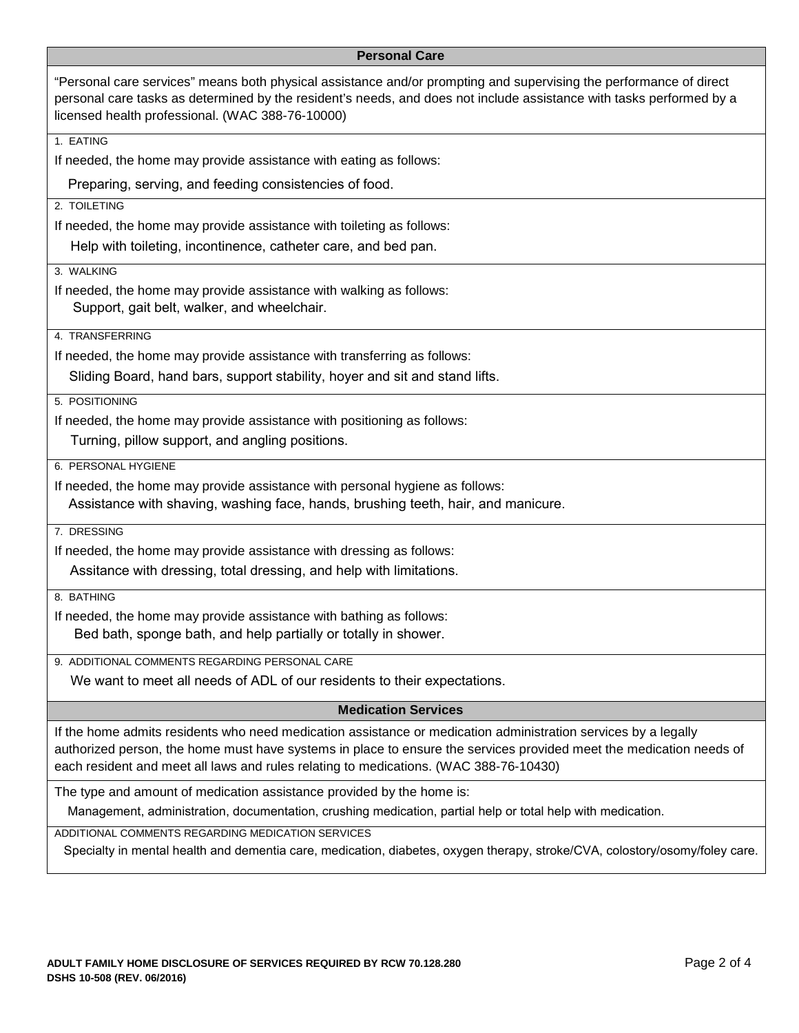## Personal Care

"Personal care services" means both physical assistance and/or prompting and supervising the performance of direct personal care tasks as determined by the resident's needs, and does not include assistance with tasks performed by a licensed health professional. (WAC 388-76-10000)

1. EATING

If needed, the home may provide assistance with eating as follows:

Preparing, serving, and feeding consistencies of food.

2. TOILETING

If needed, the home may provide assistance with toileting as follows:

Help with toileting, incontinence, catheter care, and bed pan.

3. WALKING

If needed, the home may provide assistance with walking as follows:

Support, gait belt, walker, and wheelchair.

4. TRANSFERRING

If needed, the home may provide assistance with transferring as follows:

Sliding Board, hand bars, support stability, hoyer and sit and stand lifts.

5. POSITIONING

If needed, the home may provide assistance with positioning as follows:

Turning, pillow support, and angling positions.

6. PERSONAL HYGIENE

If needed, the home may provide assistance with personal hygiene as follows:

Assistance with shaving, washing face, hands, brushing teeth, hair, and manicure.

7. DRESSING

If needed, the home may provide assistance with dressing as follows:

Assitance with dressing, total dressing, and help with limitations.

8. BATHING

If needed, the home may provide assistance with bathing as follows:

Bed bath, sponge bath, and help partially or totally in shower.

9. ADDITIONAL COMMENTS REGARDING PERSONAL CARE

We want to meet all needs of ADL of our residents to their expectations.

## Medication Services

If the home admits residents who need medication assistance or medication administration services by a legally authorized person, the home must have systems in place to ensure the services provided meet the medication needs of each resident and meet all laws and rules relating to medications. (WAC 388-76-10430)

The type and amount of medication assistance provided by the home is:

Management, administration, documentation, crushing medication, partial help or total help with medication.

ADDITIONAL COMMENTS REGARDING MEDICATION SERVICES

Specialty in mental health and dementia care, medication, diabetes, oxygen therapy, stroke/CVA, colostory/osomy/foley care.

ADULT FAMILY HOME DISCLOSURE OF SERVICES REQUIRED BY RCW 70.128.280
DSHS 10-508 (REV. 06/2016)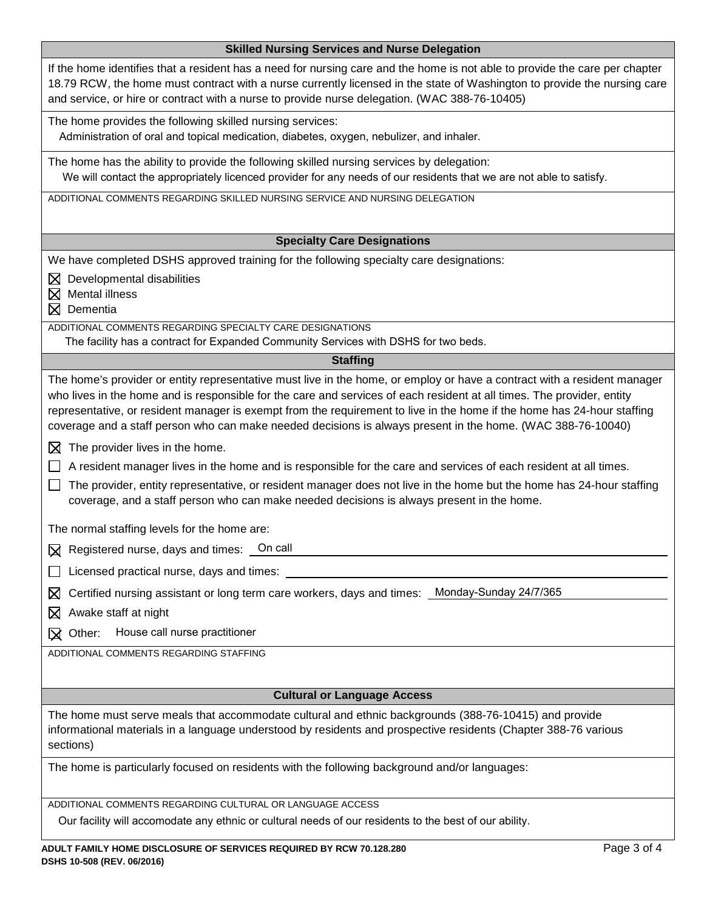## Skilled Nursing Services and Nurse Delegation

If the home identifies that a resident has a need for nursing care and the home is not able to provide the care per chapter 18.79 RCW, the home must contract with a nurse currently licensed in the state of Washington to provide the nursing care and service, or hire or contract with a nurse to provide nurse delegation. (WAC 388-76-10405)

The home provides the following skilled nursing services:

Administration of oral and topical medication, diabetes, oxygen, nebulizer, and inhaler.

The home has the ability to provide the following skilled nursing services by delegation:

We will contact the appropriately licenced provider for any needs of our residents that we are not able to satisfy.

ADDITIONAL COMMENTS REGARDING SKILLED NURSING SERVICE AND NURSING DELEGATION

## Specialty Care Designations

We have completed DSHS approved training for the following specialty care designations:

- ☒ Developmental disabilities
- ☒ Mental illness
- ☒ Dementia

ADDITIONAL COMMENTS REGARDING SPECIALTY CARE DESIGNATIONS

The facility has a contract for Expanded Community Services with DSHS for two beds.

## Staffing

The home's provider or entity representative must live in the home, or employ or have a contract with a resident manager who lives in the home and is responsible for the care and services of each resident at all times. The provider, entity representative, or resident manager is exempt from the requirement to live in the home if the home has 24-hour staffing coverage and a staff person who can make needed decisions is always present in the home. (WAC 388-76-10040)

- ☒ The provider lives in the home.
- ☐ A resident manager lives in the home and is responsible for the care and services of each resident at all times.
- ☐ The provider, entity representative, or resident manager does not live in the home but the home has 24-hour staffing coverage, and a staff person who can make needed decisions is always present in the home.

The normal staffing levels for the home are:

- ☒ Registered nurse, days and times: On call
- ☐ Licensed practical nurse, days and times:
- ☒ Certified nursing assistant or long term care workers, days and times: Monday-Sunday 24/7/365
- ☒ Awake staff at night
- ☒ Other: House call nurse practitioner

ADDITIONAL COMMENTS REGARDING STAFFING

## Cultural or Language Access

The home must serve meals that accommodate cultural and ethnic backgrounds (388-76-10415) and provide informational materials in a language understood by residents and prospective residents (Chapter 388-76 various sections)

The home is particularly focused on residents with the following background and/or languages:

ADDITIONAL COMMENTS REGARDING CULTURAL OR LANGUAGE ACCESS

Our facility will accomodate any ethnic or cultural needs of our residents to the best of our ability.

**ADULT FAMILY HOME DISCLOSURE OF SERVICES REQUIRED BY RCW 70.128.280**
**DSHS 10-508 (REV. 06/2016)**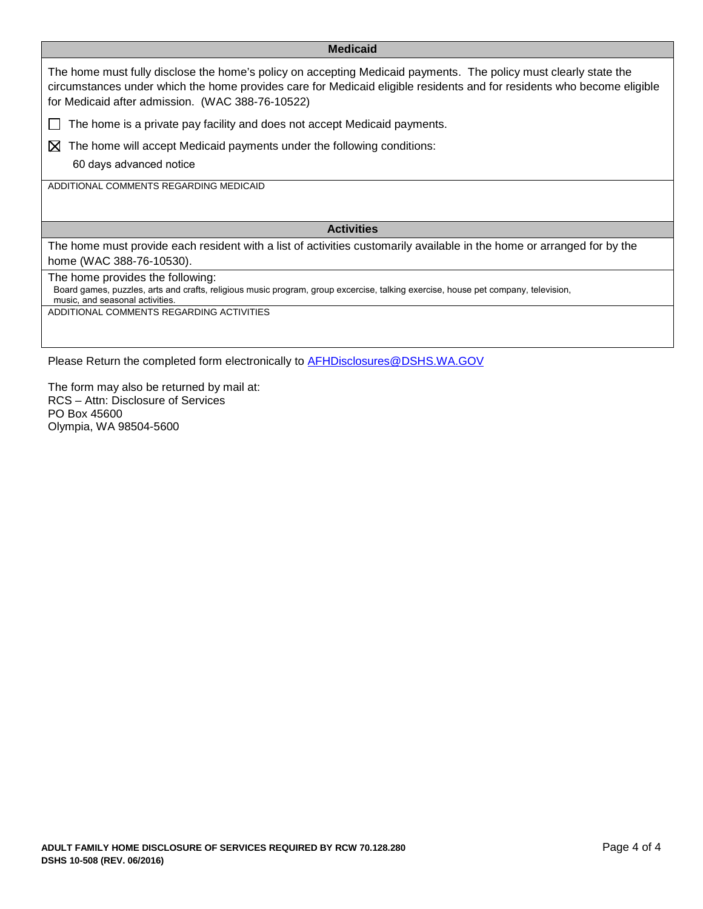## Medicaid

The home must fully disclose the home's policy on accepting Medicaid payments. The policy must clearly state the circumstances under which the home provides care for Medicaid eligible residents and for residents who become eligible for Medicaid after admission. (WAC 388-76-10522)

☐ The home is a private pay facility and does not accept Medicaid payments.

☒ The home will accept Medicaid payments under the following conditions:

60 days advanced notice

ADDITIONAL COMMENTS REGARDING MEDICAID

## Activities

The home must provide each resident with a list of activities customarily available in the home or arranged for by the home (WAC 388-76-10530).

The home provides the following:

Board games, puzzles, arts and crafts, religious music program, group excercise, talking exercise, house pet company, television, music, and seasonal activities.

ADDITIONAL COMMENTS REGARDING ACTIVITIES

Please Return the completed form electronically to AFHDisclosures@DSHS.WA.GOV

The form may also be returned by mail at:
RCS – Attn: Disclosure of Services
PO Box 45600
Olympia, WA 98504-5600

**ADULT FAMILY HOME DISCLOSURE OF SERVICES REQUIRED BY RCW 70.128.280**
**DSHS 10-508 (REV. 06/2016)**